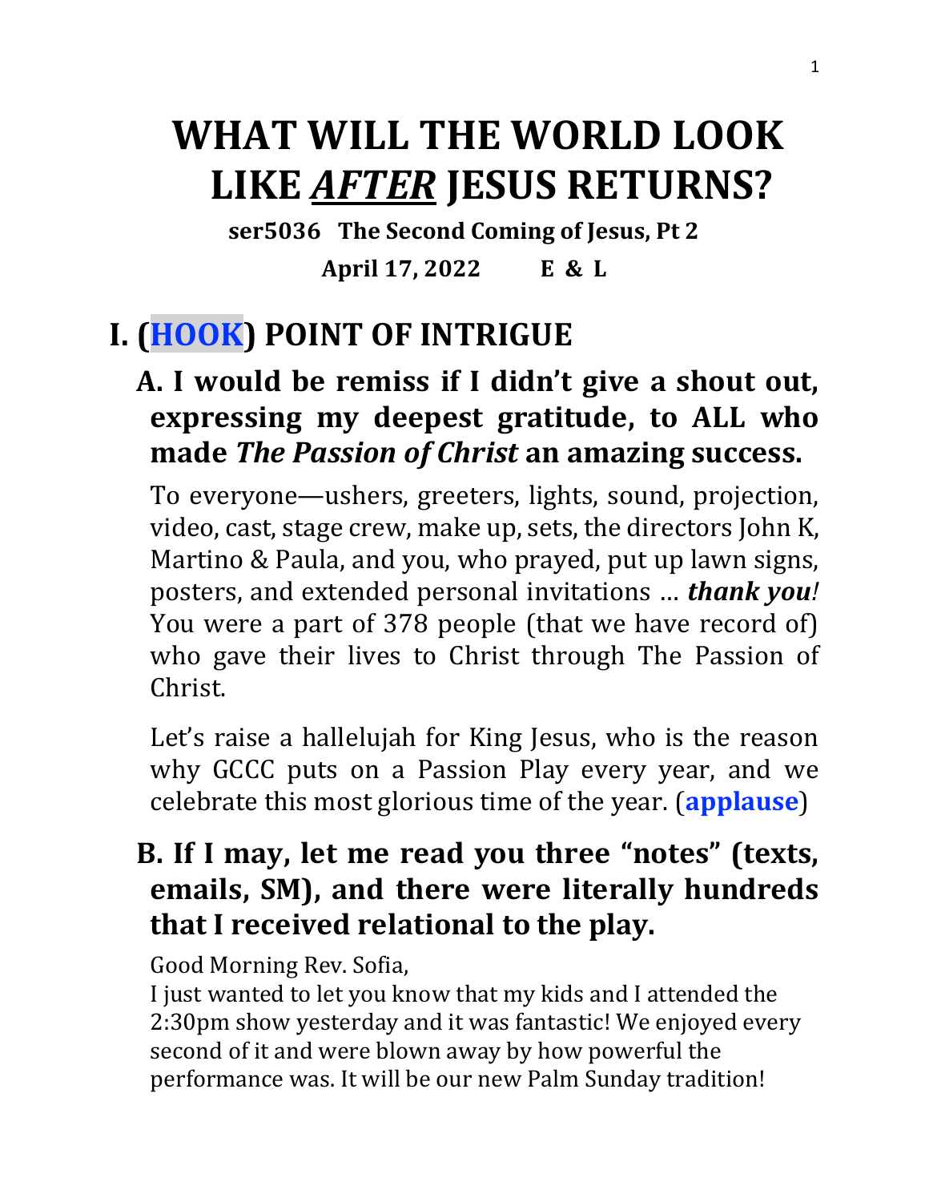# WHAT WILL THE WORLD LOOK LIKE ***AFTER*** JESUS RETURNS?

**ser5036 The Second Coming of Jesus, Pt 2**

**April 17, 2022 E & L**

## I. (HOOK) POINT OF INTRIGUE

### A. I would be remiss if I didn't give a shout out, expressing my deepest gratitude, to ALL who made *The Passion of Christ* an amazing success.

To everyone—ushers, greeters, lights, sound, projection, video, cast, stage crew, make up, sets, the directors John K, Martino & Paula, and you, who prayed, put up lawn signs, posters, and extended personal invitations … ***thank you!*** You were a part of 378 people (that we have record of) who gave their lives to Christ through The Passion of Christ.

Let's raise a hallelujah for King Jesus, who is the reason why GCCC puts on a Passion Play every year, and we celebrate this most glorious time of the year. (**applause**)

### B. If I may, let me read you three "notes" (texts, emails, SM), and there were literally hundreds that I received relational to the play.

Good Morning Rev. Sofia,
I just wanted to let you know that my kids and I attended the 2:30pm show yesterday and it was fantastic! We enjoyed every second of it and were blown away by how powerful the performance was. It will be our new Palm Sunday tradition!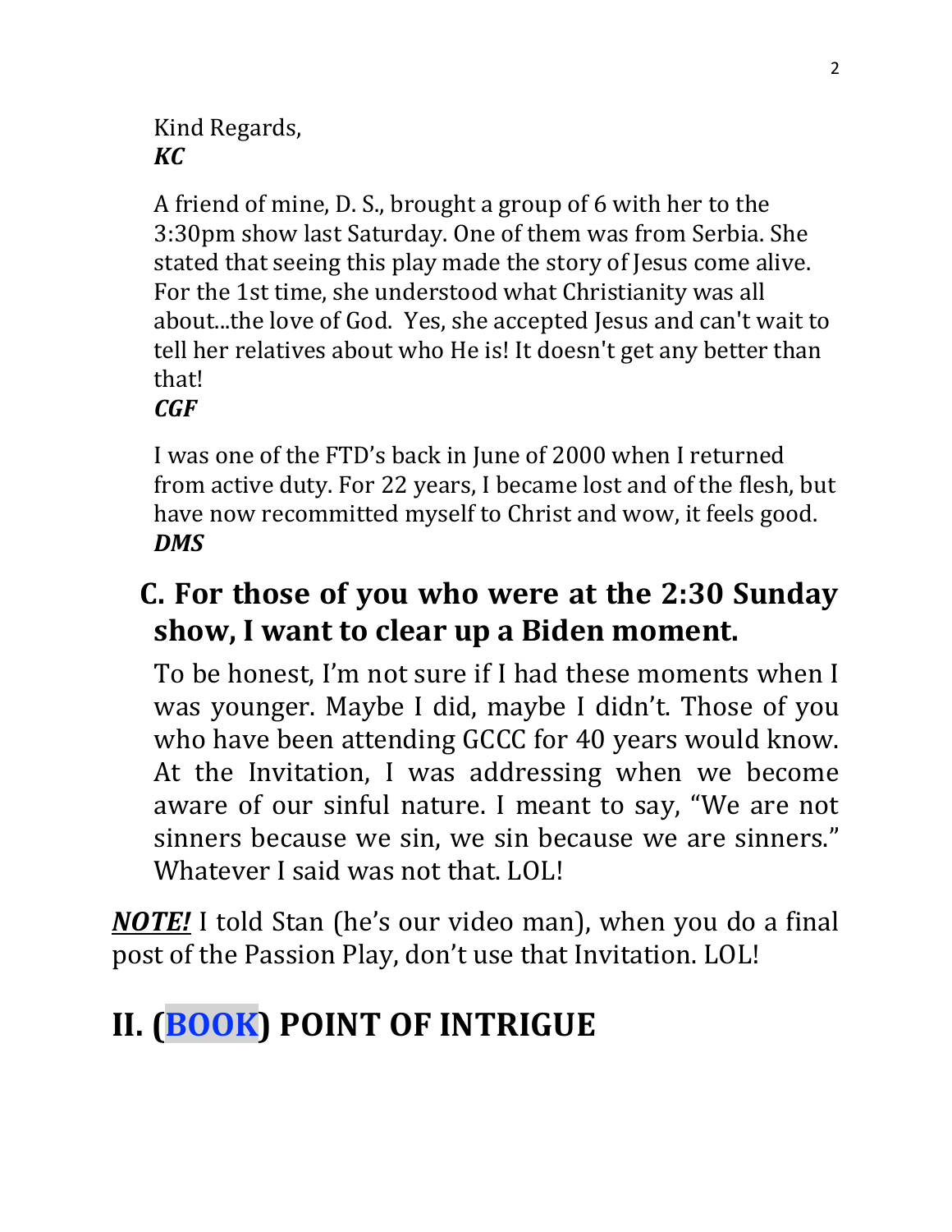Kind Regards,
***KC***

A friend of mine, D. S., brought a group of 6 with her to the 3:30pm show last Saturday. One of them was from Serbia. She stated that seeing this play made the story of Jesus come alive. For the 1st time, she understood what Christianity was all about...the love of God. Yes, she accepted Jesus and can't wait to tell her relatives about who He is! It doesn't get any better than that!
***CGF***

I was one of the FTD's back in June of 2000 when I returned from active duty. For 22 years, I became lost and of the flesh, but have now recommitted myself to Christ and wow, it feels good.
***DMS***

### C. For those of you who were at the 2:30 Sunday show, I want to clear up a Biden moment.

To be honest, I'm not sure if I had these moments when I was younger. Maybe I did, maybe I didn't. Those of you who have been attending GCCC for 40 years would know. At the Invitation, I was addressing when we become aware of our sinful nature. I meant to say, "We are not sinners because we sin, we sin because we are sinners." Whatever I said was not that. LOL!

***NOTE!*** I told Stan (he's our video man), when you do a final post of the Passion Play, don't use that Invitation. LOL!

## II. (BOOK) POINT OF INTRIGUE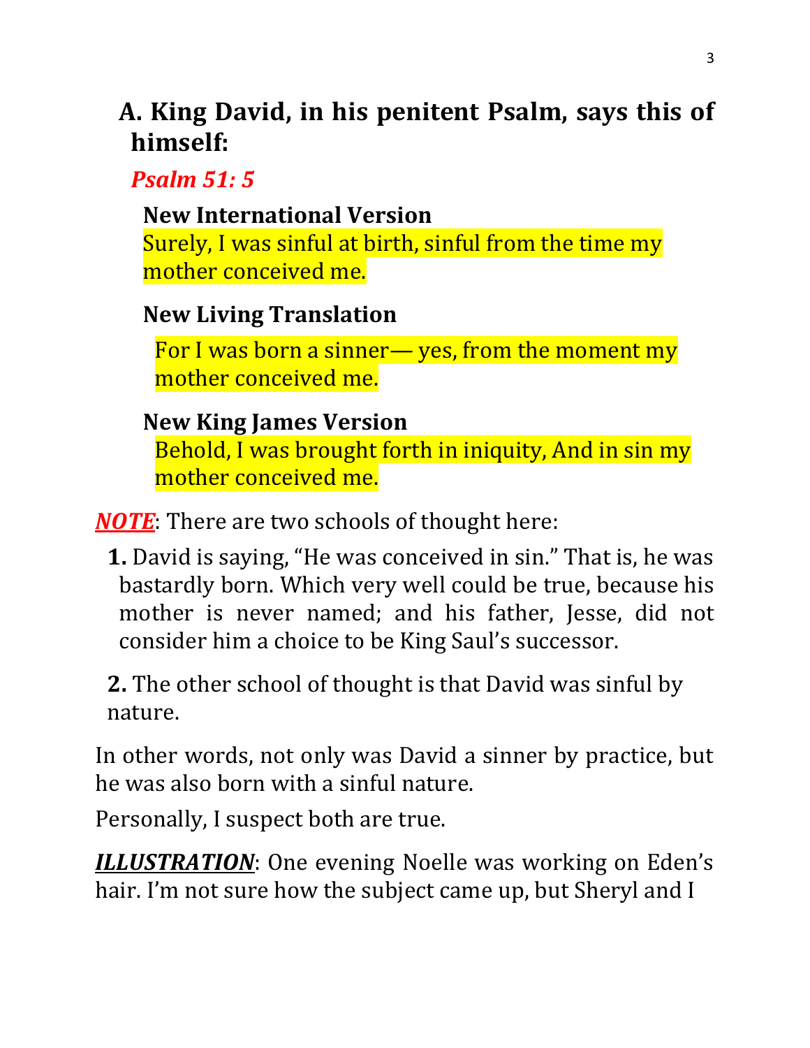## A. King David, in his penitent Psalm, says this of himself:

***Psalm 51: 5***

**New International Version**
Surely, I was sinful at birth, sinful from the time my mother conceived me.

**New Living Translation**
For I was born a sinner— yes, from the moment my mother conceived me.

**New King James Version**
Behold, I was brought forth in iniquity, And in sin my mother conceived me.

***NOTE***: There are two schools of thought here:

**1.** David is saying, "He was conceived in sin." That is, he was bastardly born. Which very well could be true, because his mother is never named; and his father, Jesse, did not consider him a choice to be King Saul's successor.

**2.** The other school of thought is that David was sinful by nature.

In other words, not only was David a sinner by practice, but he was also born with a sinful nature.

Personally, I suspect both are true.

***ILLUSTRATION***: One evening Noelle was working on Eden's hair. I'm not sure how the subject came up, but Sheryl and I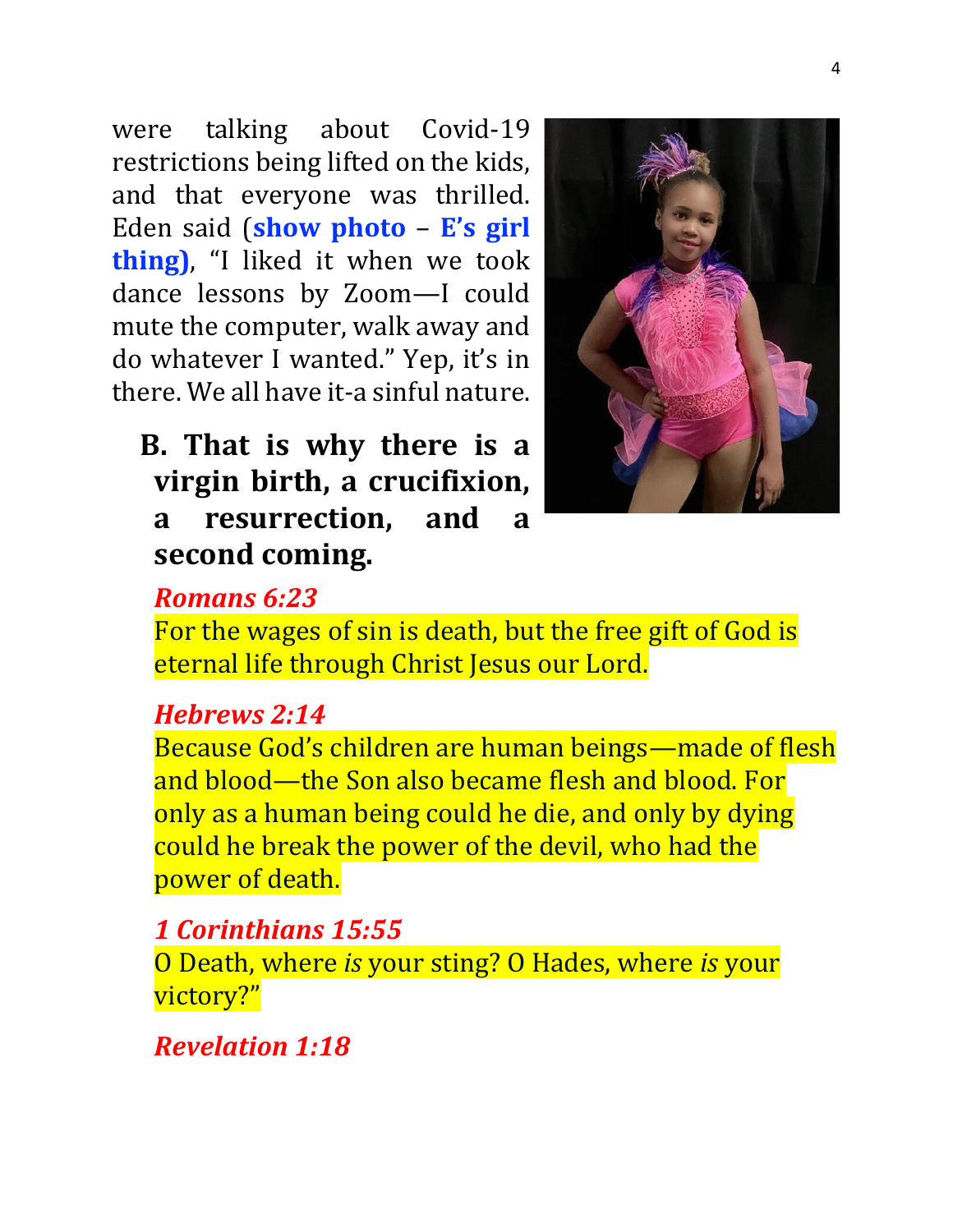were talking about Covid-19 restrictions being lifted on the kids, and that everyone was thrilled. Eden said (**show photo – E's girl thing)**, "I liked it when we took dance lessons by Zoom—I could mute the computer, walk away and do whatever I wanted." Yep, it's in there. We all have it-a sinful nature.

**B. That is why there is a virgin birth, a crucifixion, a resurrection, and a second coming.**

***Romans 6:23***

For the wages of sin is death, but the free gift of God is eternal life through Christ Jesus our Lord.

***Hebrews 2:14***

Because God's children are human beings—made of flesh and blood—the Son also became flesh and blood. For only as a human being could he die, and only by dying could he break the power of the devil, who had the power of death.

***1 Corinthians 15:55***

O Death, where *is* your sting? O Hades, where *is* your victory?"

***Revelation 1:18***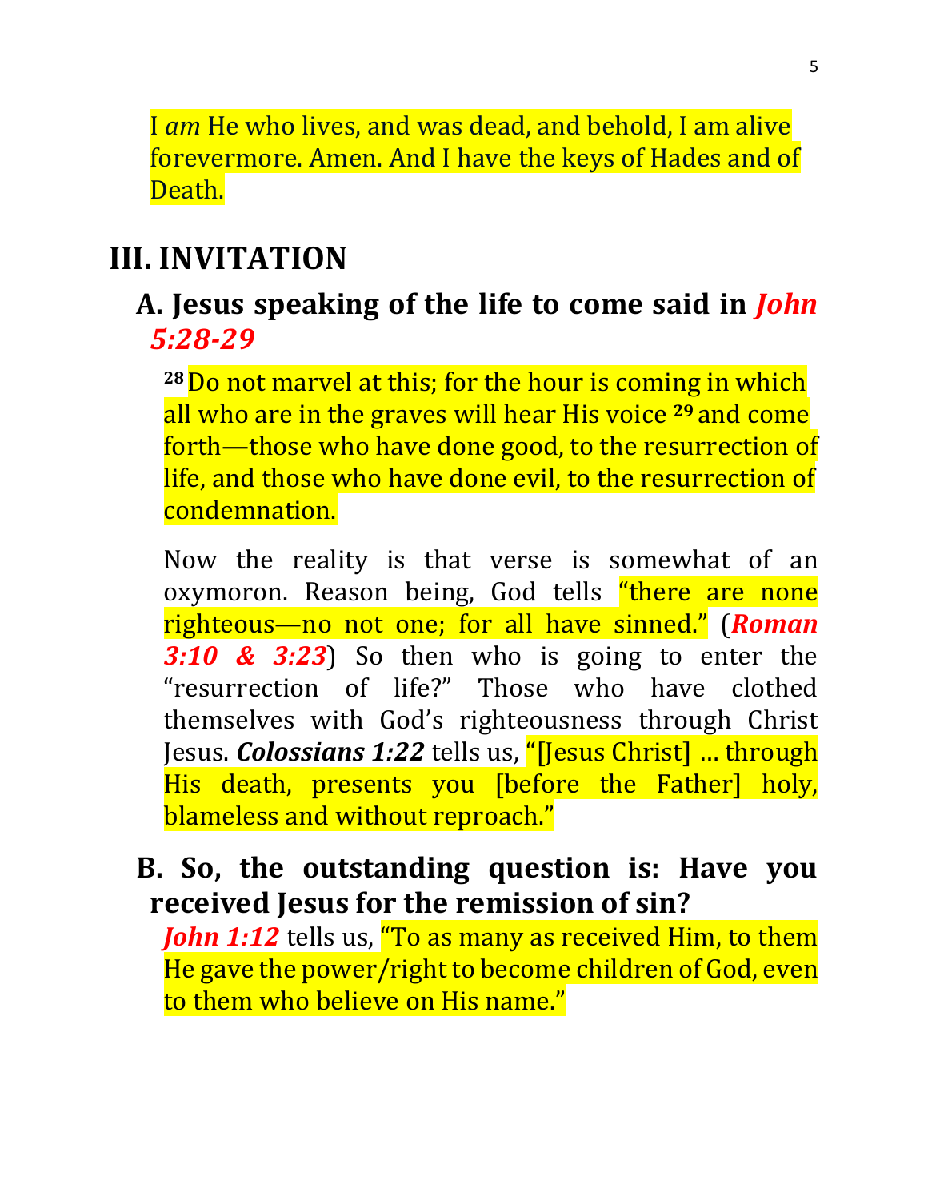I *am* He who lives, and was dead, and behold, I am alive forevermore. Amen. And I have the keys of Hades and of Death.

# III. INVITATION

## A. Jesus speaking of the life to come said in *John 5:28-29*

[28] Do not marvel at this; for the hour is coming in which all who are in the graves will hear His voice [29] and come forth—those who have done good, to the resurrection of life, and those who have done evil, to the resurrection of condemnation.

Now the reality is that verse is somewhat of an oxymoron. Reason being, God tells "there are none righteous—no not one; for all have sinned." (***Roman 3:10 & 3:23***) So then who is going to enter the "resurrection of life?" Those who have clothed themselves with God's righteousness through Christ Jesus. ***Colossians 1:22*** tells us, "[Jesus Christ] … through His death, presents you [before the Father] holy, blameless and without reproach."

## B. So, the outstanding question is: Have you received Jesus for the remission of sin?

*John 1:12* tells us, "To as many as received Him, to them He gave the power/right to become children of God, even to them who believe on His name."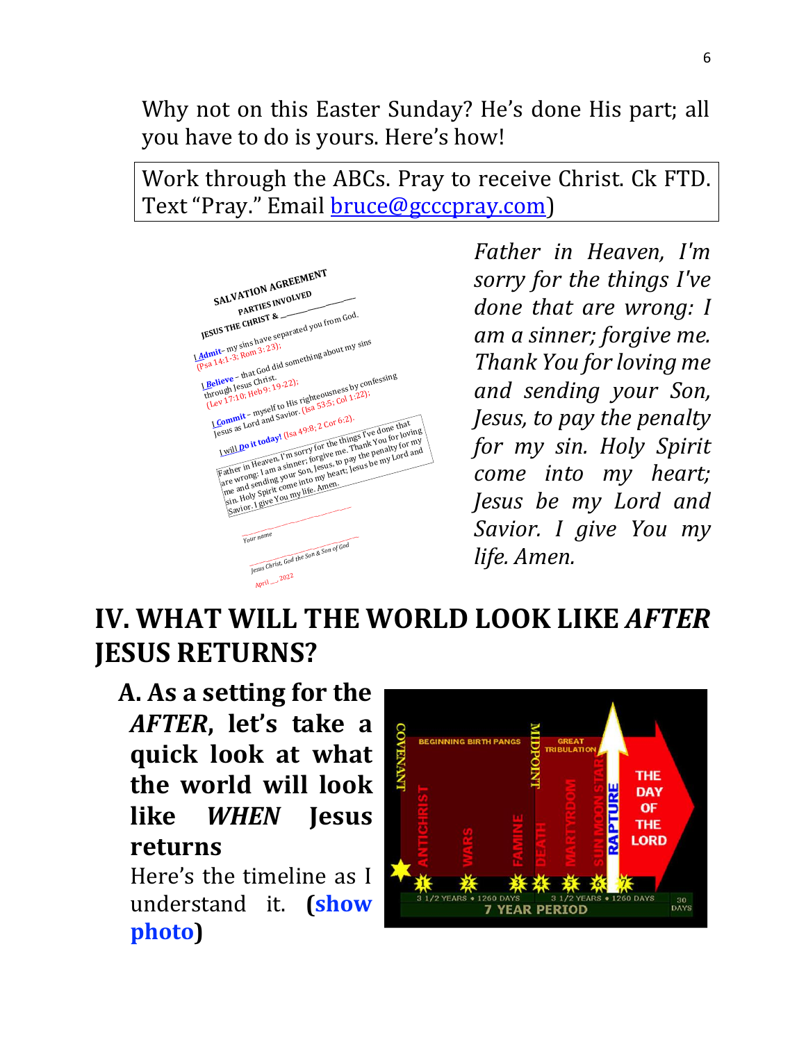Why not on this Easter Sunday? He's done His part; all you have to do is yours. Here's how!

Work through the ABCs. Pray to receive Christ. Ck FTD. Text "Pray." Email [bruce@gcccpray.com](mailto:bruce@gcccpray.com))

SALVATION AGREEMENT

PARTIES INVOLVED

JESUS THE CHRIST & ____________

I **Admit** – my sins have separated you from God. (Psa 14:1-3; Rom 3:23);

I **Believe** – that God did something about my sins through Jesus Christ. (Lev 17:10; Heb 9: 19-22);

I **Commit** – myself to His righteousness by confessing Jesus as Lord and Savior. (Isa 53:5; Col 1:22);

I will **Do it today!** (Isa 49:8; 2 Cor 6:2).

Father in Heaven, I'm sorry for the things I've done that are wrong: I am a sinner; forgive me. Thank You for loving me and sending your Son, Jesus, to pay the penalty for my sin. Holy Spirit come into my heart; Jesus be my Lord and Savior. I give You my life. Amen.

Your name

Jesus Christ, God the Son & Son of God

April __, 2022

*Father in Heaven, I'm sorry for the things I've done that are wrong: I am a sinner; forgive me. Thank You for loving me and sending your Son, Jesus, to pay the penalty for my sin. Holy Spirit come into my heart; Jesus be my Lord and Savior. I give You my life. Amen.*

# IV. WHAT WILL THE WORLD LOOK LIKE *AFTER* JESUS RETURNS?

## A. As a setting for the *AFTER*, let's take a quick look at what the world will look like *WHEN* Jesus returns

Here's the timeline as I understand it. **(show photo)**

COVENANT — BEGINNING BIRTH PANGS — MIDPOINT — GREAT TRIBULATION — THE DAY OF THE LORD

1 ANTICHRIST, 2 WARS, 3 FAMINE, 4 DEATH, 5 MARTYRDOM, 6 SUN MOON STAR, 7 RAPTURE

3 1/2 YEARS • 1260 DAYS | 3 1/2 YEARS • 1260 DAYS | 30 DAYS

7 YEAR PERIOD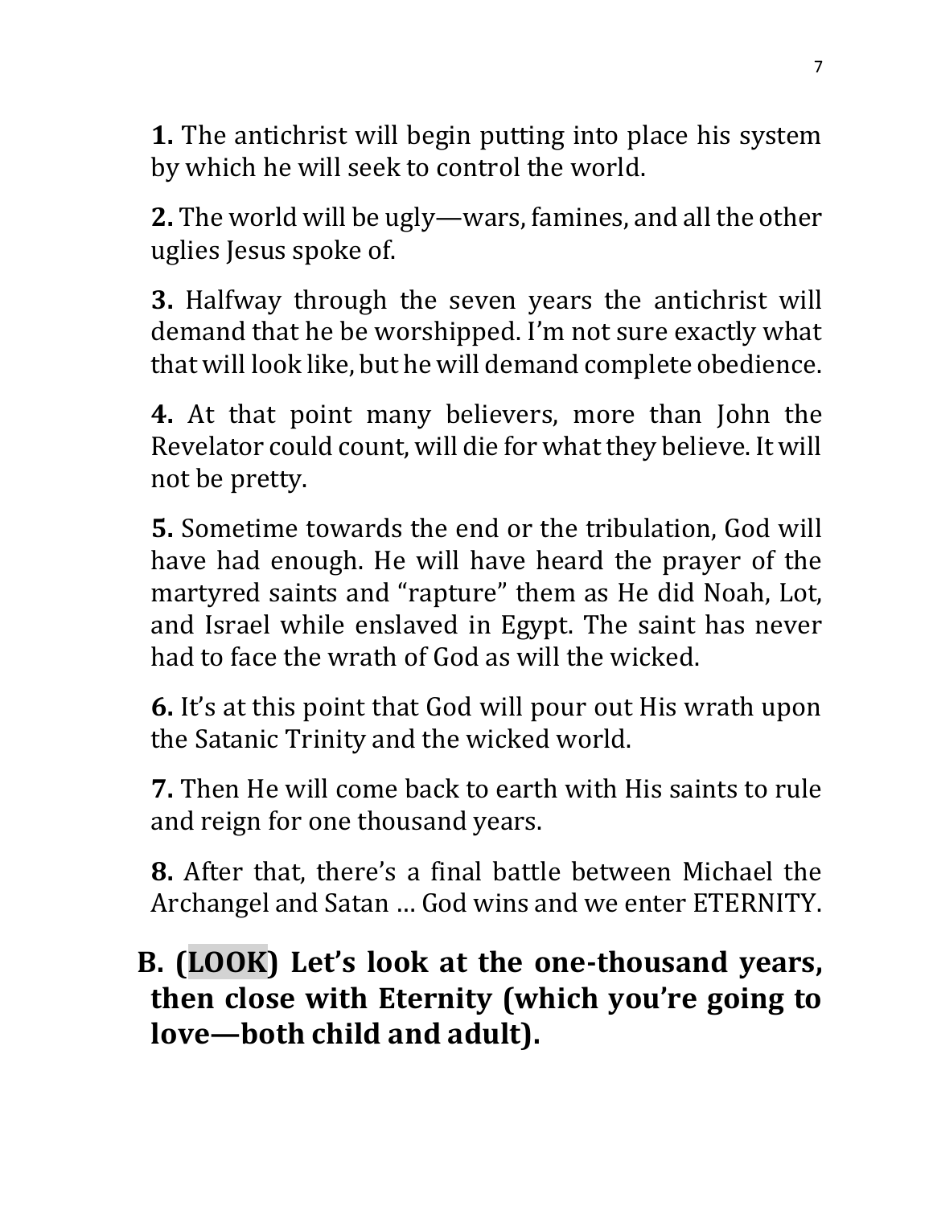**1.** The antichrist will begin putting into place his system by which he will seek to control the world.

**2.** The world will be ugly—wars, famines, and all the other uglies Jesus spoke of.

**3.** Halfway through the seven years the antichrist will demand that he be worshipped. I'm not sure exactly what that will look like, but he will demand complete obedience.

**4.** At that point many believers, more than John the Revelator could count, will die for what they believe. It will not be pretty.

**5.** Sometime towards the end or the tribulation, God will have had enough. He will have heard the prayer of the martyred saints and "rapture" them as He did Noah, Lot, and Israel while enslaved in Egypt. The saint has never had to face the wrath of God as will the wicked.

**6.** It's at this point that God will pour out His wrath upon the Satanic Trinity and the wicked world.

**7.** Then He will come back to earth with His saints to rule and reign for one thousand years.

**8.** After that, there's a final battle between Michael the Archangel and Satan … God wins and we enter ETERNITY.

## B. (LOOK) Let's look at the one-thousand years, then close with Eternity (which you're going to love—both child and adult).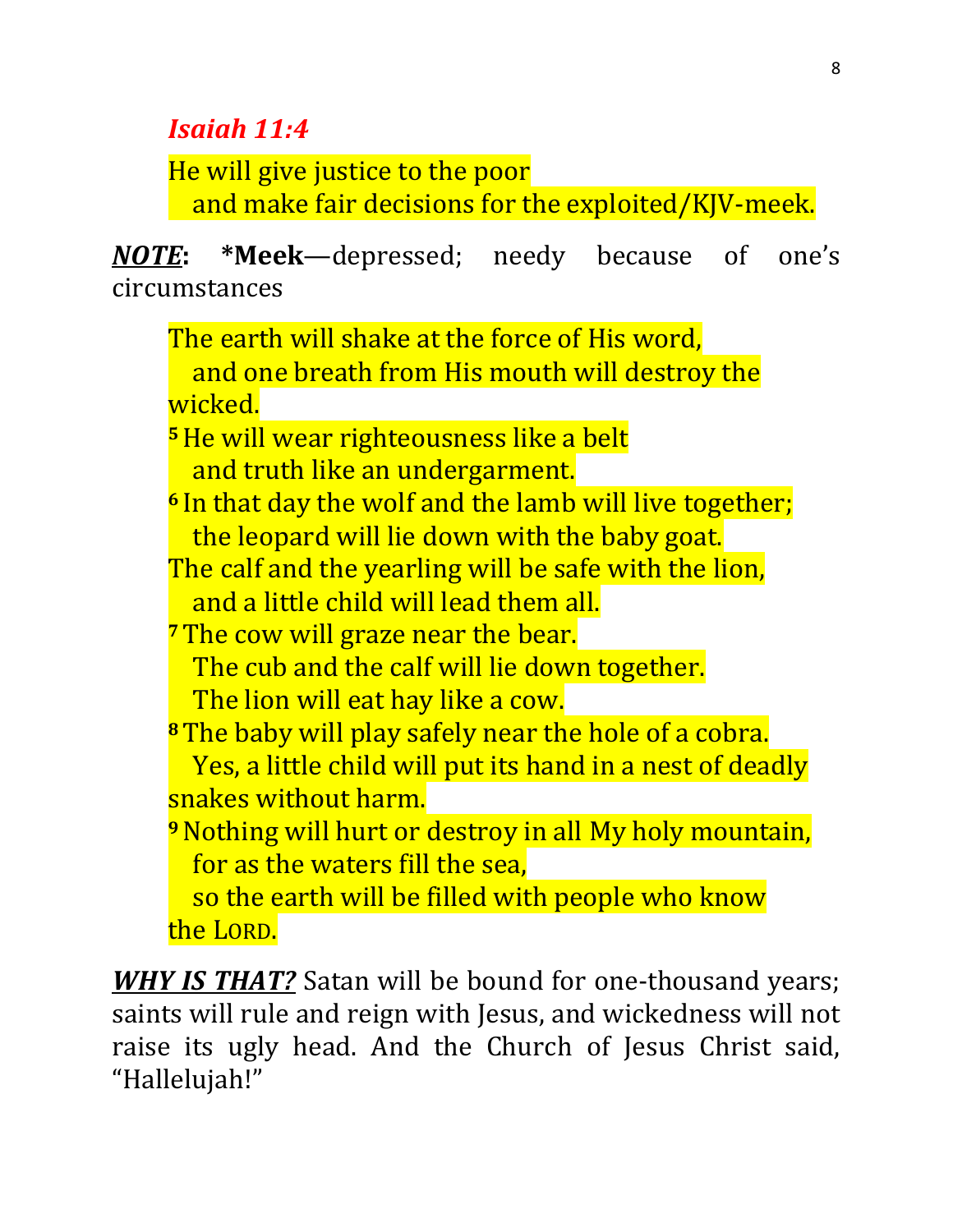***Isaiah 11:4***

He will give justice to the poor
   and make fair decisions for the exploited/KJV-meek.

***NOTE*****:** ***Meek**—depressed; needy because of one's circumstances

The earth will shake at the force of His word,
   and one breath from His mouth will destroy the wicked.
[5] He will wear righteousness like a belt
   and truth like an undergarment.
[6] In that day the wolf and the lamb will live together;
   the leopard will lie down with the baby goat.
The calf and the yearling will be safe with the lion,
   and a little child will lead them all.
[7] The cow will graze near the bear.
   The cub and the calf will lie down together.
   The lion will eat hay like a cow.
[8] The baby will play safely near the hole of a cobra.
   Yes, a little child will put its hand in a nest of deadly snakes without harm.
[9] Nothing will hurt or destroy in all My holy mountain,
   for as the waters fill the sea,
   so the earth will be filled with people who know the LORD.

***WHY IS THAT?*** Satan will be bound for one-thousand years; saints will rule and reign with Jesus, and wickedness will not raise its ugly head. And the Church of Jesus Christ said, "Hallelujah!"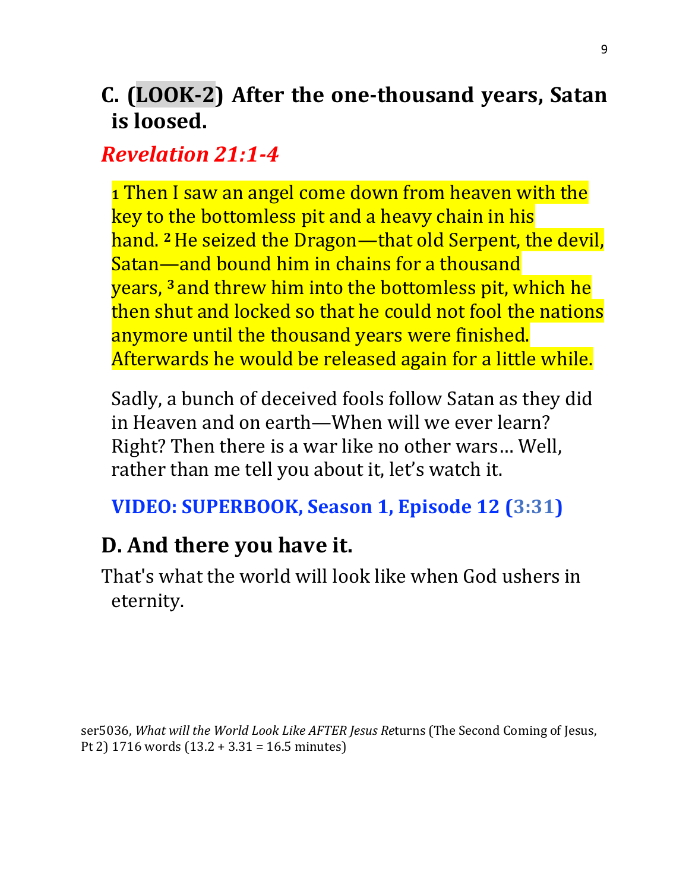## C. (LOOK-2) After the one-thousand years, Satan is loosed.

***Revelation 21:1-4***

1 Then I saw an angel come down from heaven with the key to the bottomless pit and a heavy chain in his hand. 2 He seized the Dragon—that old Serpent, the devil, Satan—and bound him in chains for a thousand years, 3 and threw him into the bottomless pit, which he then shut and locked so that he could not fool the nations anymore until the thousand years were finished. Afterwards he would be released again for a little while.

Sadly, a bunch of deceived fools follow Satan as they did in Heaven and on earth—When will we ever learn? Right? Then there is a war like no other wars… Well, rather than me tell you about it, let's watch it.

**VIDEO: SUPERBOOK, Season 1, Episode 12 (3:31)**

## D. And there you have it.

That's what the world will look like when God ushers in eternity.

ser5036, *What will the World Look Like AFTER Jesus Re*turns (The Second Coming of Jesus, Pt 2) 1716 words (13.2 + 3.31 = 16.5 minutes)